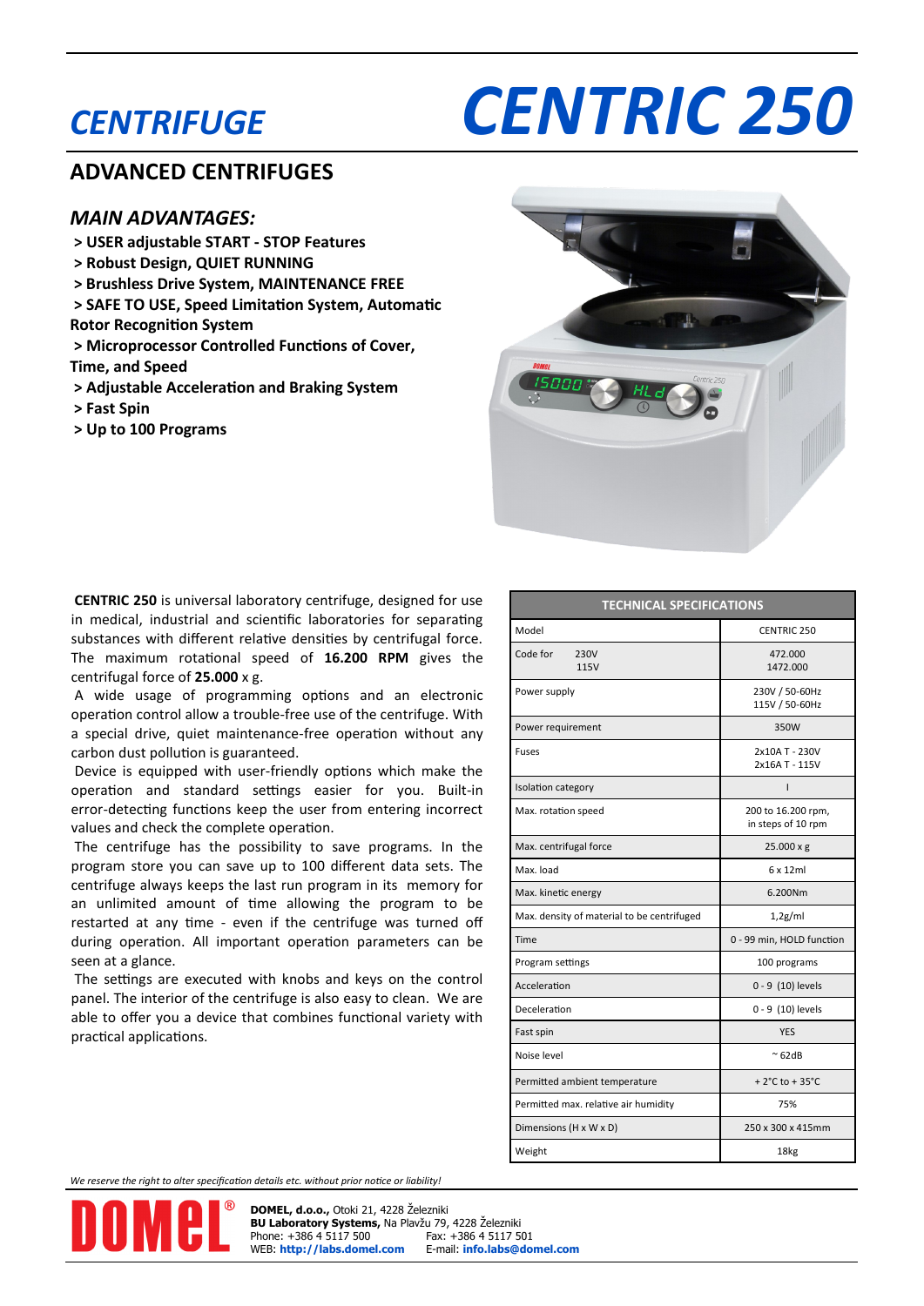# CENTRIFUGE CENTRIC 250

## ADVANCED CENTRIFUGES

### *MAIN ADVANTAGES:*

- **> USER adjustable START - STOP Features**
- **> Robust Design, QUIET RUNNING**
- **> Brushless Drive System, MAINTENANCE FREE**
- **> SAFE TO USE, Speed Limitation System, Automatic Rotor Recognition System**
- **> Microprocessor Controlled Functions of Cover, Time, and Speed**
- **> Adjustable Acceleration and Braking System**
- **> Fast Spin**
- **> Up to 100 Programs**

**CENTRIC 250** is universal laboratory centrifuge, designed for use in medical, industrial and scientific laboratories for separating substances with different relative densities by centrifugal force. The maximum rotational speed of **16.200 RPM** gives the centrifugal force of **25.000** x g.

A wide usage of programming options and an electronic operation control allow a trouble-free use of the centrifuge. With a special drive, quiet maintenance-free operation without any carbon dust pollution is guaranteed.

Device is equipped with user-friendly options which make the operation and standard settings easier for you. Built-in error-detecting functions keep the user from entering incorrect values and check the complete operation.

The centrifuge has the possibility to save programs. In the program store you can save up to 100 different data sets. The centrifuge always keeps the last run program in its memory for an unlimited amount of time allowing the program to be restarted at any time - even if the centrifuge was turned off during operation. All important operation parameters can be seen at a glance.

The settings are executed with knobs and keys on the control panel. The interior of the centrifuge is also easy to clean. We are able to offer you a device that combines functional variety with practical applications.

| TECHNICAL SPECIFICATIONS | |
|---|---|
| Model | CENTRIC 250 |
| Code for 230V<br>115V | 472.000<br>1472.000 |
| Power supply | 230V / 50-60Hz<br>115V / 50-60Hz |
| Power requirement | 350W |
| Fuses | 2x10A T - 230V<br>2x16A T - 115V |
| Isolation category | I |
| Max. rotation speed | 200 to 16.200 rpm, in steps of 10 rpm |
| Max. centrifugal force | 25.000 x g |
| Max. load | 6 x 12ml |
| Max. kinetic energy | 6.200Nm |
| Max. density of material to be centrifuged | 1,2g/ml |
| Time | 0 - 99 min, HOLD function |
| Program settings | 100 programs |
| Acceleration | 0 - 9 (10) levels |
| Deceleration | 0 - 9 (10) levels |
| Fast spin | YES |
| Noise level | ~ 62dB |
| Permitted ambient temperature | + 2°C to + 35°C |
| Permitted max. relative air humidity | 75% |
| Dimensions (H x W x D) | 250 x 300 x 415mm |
| Weight | 18kg |

*We reserve the right to alter specification details etc. without prior notice or liability!*

DOMEL®

**DOMEL, d.o.o.,** Otoki 21, 4228 Železniki
**BU Laboratory Systems,** Na Plavžu 79, 4228 Železniki
Phone: +386 4 5117 500 Fax: +386 4 5117 501
WEB: **http://labs.domel.com** E-mail: **info.labs@domel.com**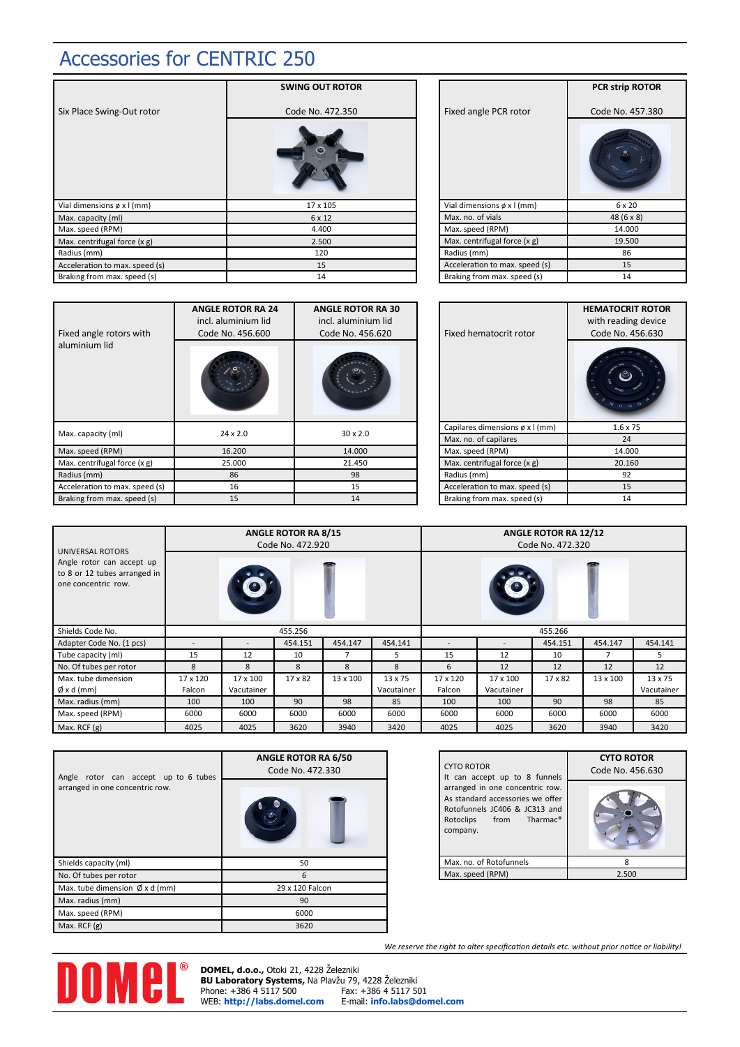# Accessories for CENTRIC 250

| Six Place Swing-Out rotor | SWING OUT ROTOR<br>Code No. 472.350 |
|---|---|
| Vial dimensions ø x l (mm) | 17 x 105 |
| Max. capacity (ml) | 6 x 12 |
| Max. speed (RPM) | 4.400 |
| Max. centrifugal force (x g) | 2.500 |
| Radius (mm) | 120 |
| Acceleration to max. speed (s) | 15 |
| Braking from max. speed (s) | 14 |

| Fixed angle PCR rotor | PCR strip ROTOR<br>Code No. 457.380 |
|---|---|
| Vial dimensions ø x l (mm) | 6 x 20 |
| Max. no. of vials | 48 (6 x 8) |
| Max. speed (RPM) | 14.000 |
| Max. centrifugal force (x g) | 19.500 |
| Radius (mm) | 86 |
| Acceleration to max. speed (s) | 15 |
| Braking from max. speed (s) | 14 |

| Fixed angle rotors with aluminium lid | ANGLE ROTOR RA 24<br>incl. aluminium lid<br>Code No. 456.600 | ANGLE ROTOR RA 30<br>incl. aluminium lid<br>Code No. 456.620 |
|---|---|---|
| Max. capacity (ml) | 24 x 2.0 | 30 x 2.0 |
| Max. speed (RPM) | 16.200 | 14.000 |
| Max. centrifugal force (x g) | 25.000 | 21.450 |
| Radius (mm) | 86 | 98 |
| Acceleration to max. speed (s) | 16 | 15 |
| Braking from max. speed (s) | 15 | 14 |

| Fixed hematocrit rotor | HEMATOCRIT ROTOR<br>with reading device<br>Code No. 456.630 |
|---|---|
| Capilares dimensions ø x l (mm) | 1.6 x 75 |
| Max. no. of capilares | 24 |
| Max. speed (RPM) | 14.000 |
| Max. centrifugal force (x g) | 20.160 |
| Radius (mm) | 92 |
| Acceleration to max. speed (s) | 15 |
| Braking from max. speed (s) | 14 |

| UNIVERSAL ROTORS<br>Angle rotor can accept up to 8 or 12 tubes arranged in one concentric row. | ANGLE ROTOR RA 8/15<br>Code No. 472.920 | | | | | ANGLE ROTOR RA 12/12<br>Code No. 472.320 | | | | |
|---|---|---|---|---|---|---|---|---|---|---|
| Shields Code No. | 455.256 | | | | | 455.266 | | | | |
| Adapter Code No. (1 pcs) | - | - | 454.151 | 454.147 | 454.141 | - | - | 454.151 | 454.147 | 454.141 |
| Tube capacity (ml) | 15 | 12 | 10 | 7 | 5 | 15 | 12 | 10 | 7 | 5 |
| No. Of tubes per rotor | 8 | 8 | 8 | 8 | 8 | 6 | 12 | 12 | 12 | 12 |
| Max. tube dimension Ø x d (mm) | 17 x 120 Falcon | 17 x 100 Vacutainer | 17 x 82 | 13 x 100 | 13 x 75 Vacutainer | 17 x 120 Falcon | 17 x 100 Vacutainer | 17 x 82 | 13 x 100 | 13 x 75 Vacutainer |
| Max. radius (mm) | 100 | 100 | 90 | 98 | 85 | 100 | 100 | 90 | 98 | 85 |
| Max. speed (RPM) | 6000 | 6000 | 6000 | 6000 | 6000 | 6000 | 6000 | 6000 | 6000 | 6000 |
| Max. RCF (g) | 4025 | 4025 | 3620 | 3940 | 3420 | 4025 | 4025 | 3620 | 3940 | 3420 |

| Angle rotor can accept up to 6 tubes arranged in one concentric row. | ANGLE ROTOR RA 6/50<br>Code No. 472.330 |
|---|---|
| Shields capacity (ml) | 50 |
| No. Of tubes per rotor | 6 |
| Max. tube dimension Ø x d (mm) | 29 x 120 Falcon |
| Max. radius (mm) | 90 |
| Max. speed (RPM) | 6000 |
| Max. RCF (g) | 3620 |

| CYTO ROTOR<br>It can accept up to 8 funnels arranged in one concentric row. As standard accessories we offer Rotofunnels JC406 & JC313 and Rotoclips from Tharmac® company. | CYTO ROTOR<br>Code No. 456.630 |
|---|---|
| Max. no. of Rotofunnels | 8 |
| Max. speed (RPM) | 2.500 |

*We reserve the right to alter specification details etc. without prior notice or liability!*

DOMEL®

**DOMEL, d.o.o.,** Otoki 21, 4228 Železniki
**BU Laboratory Systems,** Na Plavžu 79, 4228 Železniki
Phone: +386 4 5117 500 Fax: +386 4 5117 501
WEB: **http://labs.domel.com** E-mail: **info.labs@domel.com**